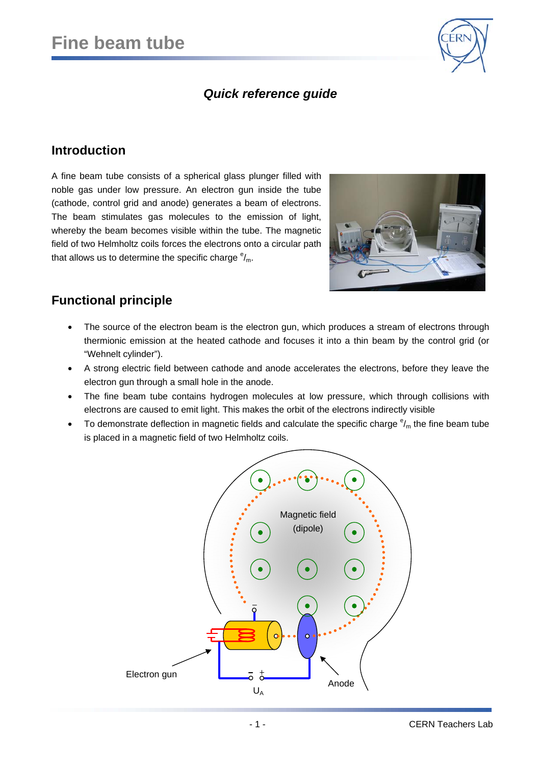# Fine beam tube

## *Quick reference guide*

## Introduction

A fine beam tube consists of a spherical glass plunger filled with noble gas under low pressure. An electron gun inside the tube (cathode, control grid and anode) generates a beam of electrons. The beam stimulates gas molecules to the emission of light, whereby the beam becomes visible within the tube. The magnetic field of two Helmholtz coils forces the electrons onto a circular path that allows us to determine the specific charge $^e/_m$.

## Functional principle

- The source of the electron beam is the electron gun, which produces a stream of electrons through thermionic emission at the heated cathode and focuses it into a thin beam by the control grid (or "Wehnelt cylinder").
- A strong electric field between cathode and anode accelerates the electrons, before they leave the electron gun through a small hole in the anode.
- The fine beam tube contains hydrogen molecules at low pressure, which through collisions with electrons are caused to emit light. This makes the orbit of the electrons indirectly visible
- To demonstrate deflection in magnetic fields and calculate the specific charge $^e/_m$ the fine beam tube is placed in a magnetic field of two Helmholtz coils.

Magnetic field (dipole)

Electron gun

Anode

$U_A$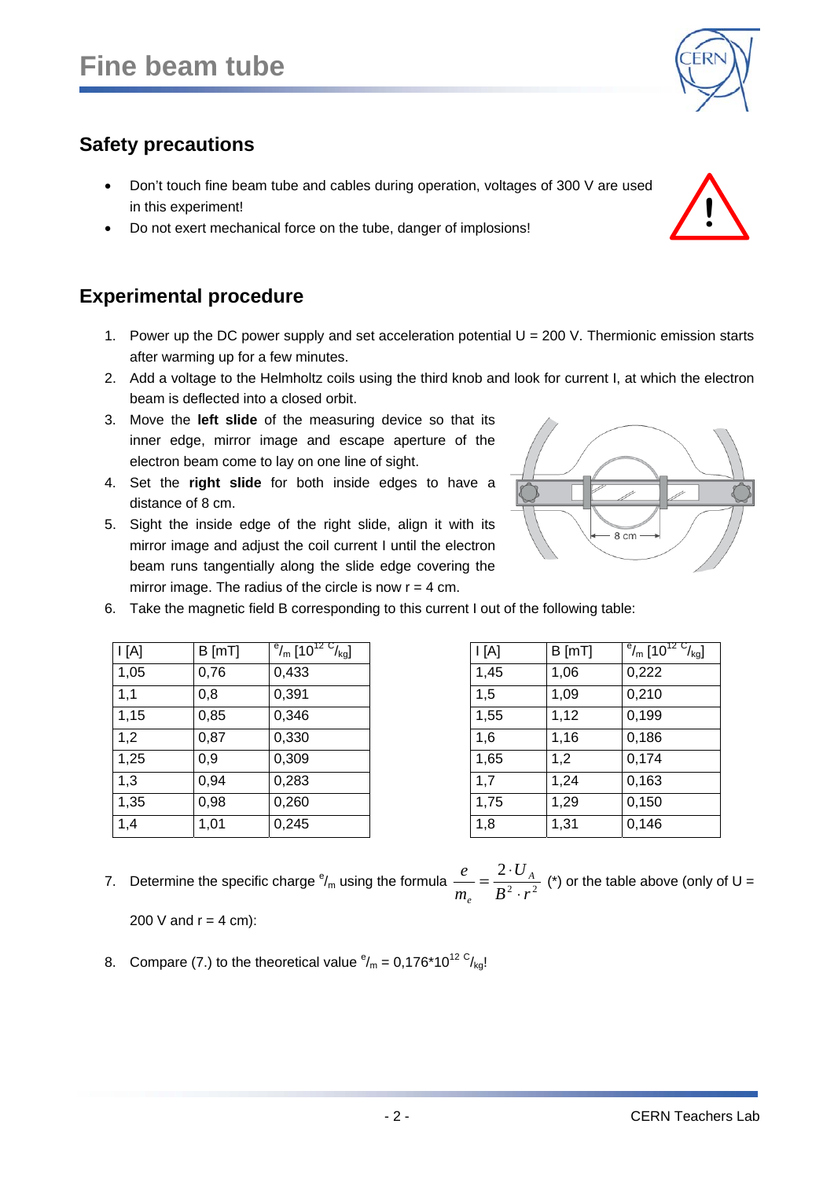# Fine beam tube

## Safety precautions

- Don't touch fine beam tube and cables during operation, voltages of 300 V are used in this experiment!
- Do not exert mechanical force on the tube, danger of implosions!

## Experimental procedure

1. Power up the DC power supply and set acceleration potential U = 200 V. Thermionic emission starts after warming up for a few minutes.
2. Add a voltage to the Helmholtz coils using the third knob and look for current I, at which the electron beam is deflected into a closed orbit.
3. Move the **left slide** of the measuring device so that its inner edge, mirror image and escape aperture of the electron beam come to lay on one line of sight.
4. Set the **right slide** for both inside edges to have a distance of 8 cm.
5. Sight the inside edge of the right slide, align it with its mirror image and adjust the coil current I until the electron beam runs tangentially along the slide edge covering the mirror image. The radius of the circle is now r = 4 cm.
6. Take the magnetic field B corresponding to this current I out of the following table:

| I [A] | B [mT] | $^e/_m$ [$10^{12}$ $^C/_{kg}$] |
|---|---|---|
| 1,05 | 0,76 | 0,433 |
| 1,1 | 0,8 | 0,391 |
| 1,15 | 0,85 | 0,346 |
| 1,2 | 0,87 | 0,330 |
| 1,25 | 0,9 | 0,309 |
| 1,3 | 0,94 | 0,283 |
| 1,35 | 0,98 | 0,260 |
| 1,4 | 1,01 | 0,245 |

| I [A] | B [mT] | $^e/_m$ [$10^{12}$ $^C/_{kg}$] |
|---|---|---|
| 1,45 | 1,06 | 0,222 |
| 1,5 | 1,09 | 0,210 |
| 1,55 | 1,12 | 0,199 |
| 1,6 | 1,16 | 0,186 |
| 1,65 | 1,2 | 0,174 |
| 1,7 | 1,24 | 0,163 |
| 1,75 | 1,29 | 0,150 |
| 1,8 | 1,31 | 0,146 |

7. Determine the specific charge $^e/_m$ using the formula $\frac{e}{m_e} = \frac{2 \cdot U_A}{B^2 \cdot r^2}$ (*) or the table above (only of U = 200 V and r = 4 cm):

8. Compare (7.) to the theoretical value $^e/_m = 0{,}176 \cdot 10^{12}$ $^C/_{kg}$!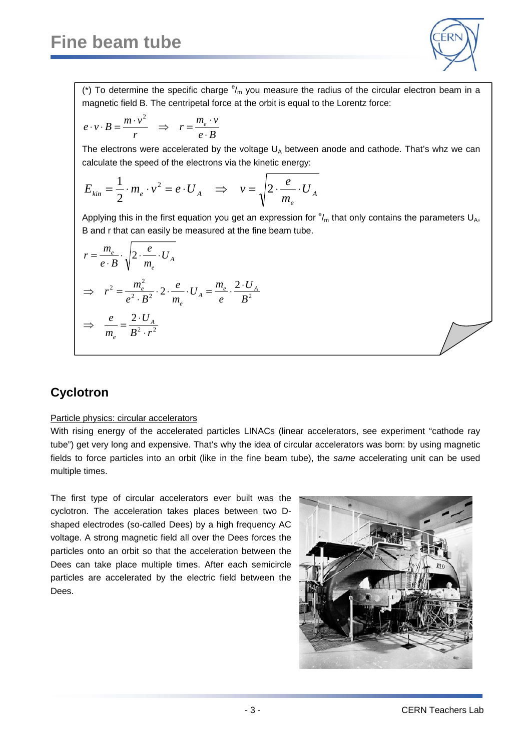# Fine beam tube

(*) To determine the specific charge $^e/_m$ you measure the radius of the circular electron beam in a magnetic field B. The centripetal force at the orbit is equal to the Lorentz force:

$$e \cdot v \cdot B = \frac{m \cdot v^2}{r} \quad \Rightarrow \quad r = \frac{m_e \cdot v}{e \cdot B}$$

The electrons were accelerated by the voltage $U_A$ between anode and cathode. That's whz we can calculate the speed of the electrons via the kinetic energy:

$$E_{kin} = \frac{1}{2} \cdot m_e \cdot v^2 = e \cdot U_A \quad \Rightarrow \quad v = \sqrt{2 \cdot \frac{e}{m_e} \cdot U_A}$$

Applying this in the first equation you get an expression for $^e/_m$ that only contains the parameters $U_A$, B and r that can easily be measured at the fine beam tube.

$$r = \frac{m_e}{e \cdot B} \cdot \sqrt{2 \cdot \frac{e}{m_e} \cdot U_A}$$

$$\Rightarrow \quad r^2 = \frac{m_e^2}{e^2 \cdot B^2} \cdot 2 \cdot \frac{e}{m_e} \cdot U_A = \frac{m_e}{e} \cdot \frac{2 \cdot U_A}{B^2}$$

$$\Rightarrow \quad \frac{e}{m_e} = \frac{2 \cdot U_A}{B^2 \cdot r^2}$$

## Cyclotron

Particle physics: circular accelerators

With rising energy of the accelerated particles LINACs (linear accelerators, see experiment "cathode ray tube") get very long and expensive. That's why the idea of circular accelerators was born: by using magnetic fields to force particles into an orbit (like in the fine beam tube), the *same* accelerating unit can be used multiple times.

The first type of circular accelerators ever built was the cyclotron. The acceleration takes places between two D-shaped electrodes (so-called Dees) by a high frequency AC voltage. A strong magnetic field all over the Dees forces the particles onto an orbit so that the acceleration between the Dees can take place multiple times. After each semicircle particles are accelerated by the electric field between the Dees.